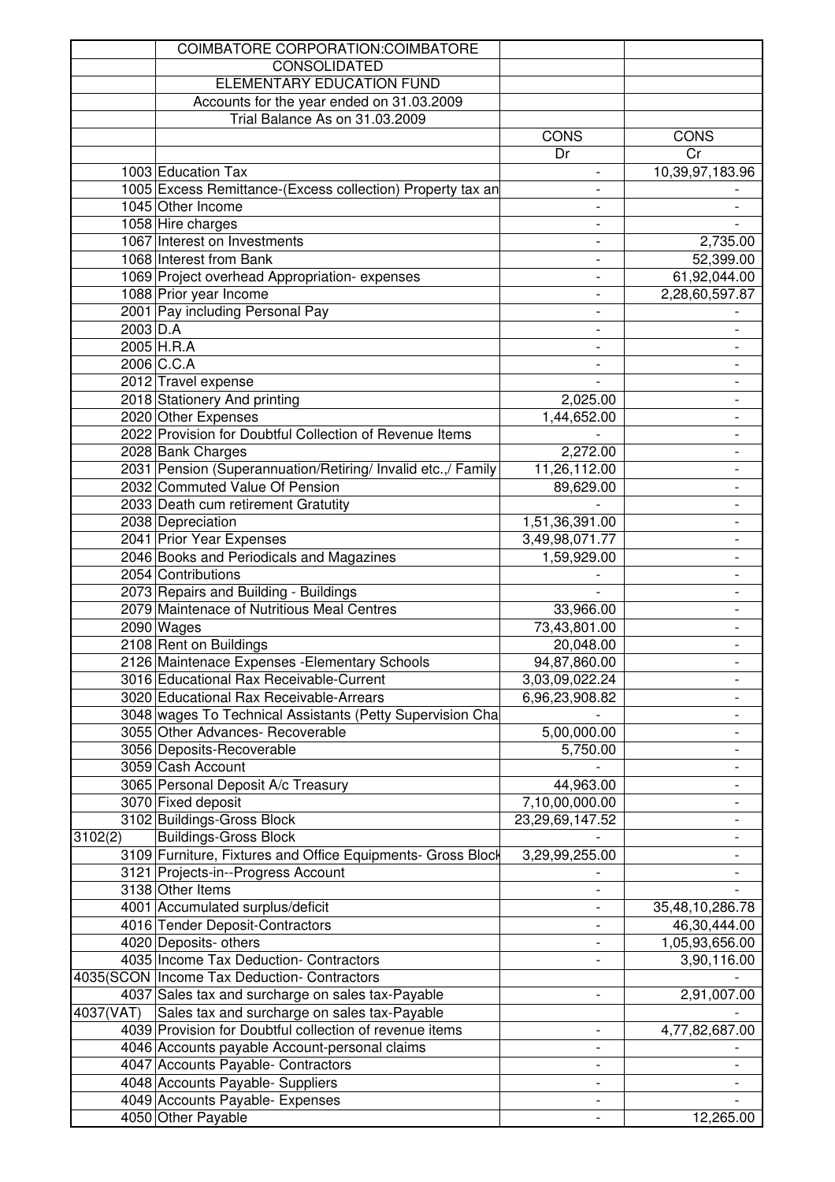| | COIMBATORE CORPORATION:COIMBATORE | | |
|---|---|---|---|
| | CONSOLIDATED | | |
| | ELEMENTARY EDUCATION FUND | | |
| | Accounts for the year ended on 31.03.2009 | | |
| | Trial Balance As on 31.03.2009 | | |
| | | CONS | CONS |
| | | Dr | Cr |
| 1003 | Education Tax | - | 10,39,97,183.96 |
| 1005 | Excess Remittance-(Excess collection) Property tax an | - | - |
| 1045 | Other Income | - | - |
| 1058 | Hire charges | - | - |
| 1067 | Interest on Investments | - | 2,735.00 |
| 1068 | Interest from Bank | - | 52,399.00 |
| 1069 | Project overhead Appropriation- expenses | - | 61,92,044.00 |
| 1088 | Prior year Income | - | 2,28,60,597.87 |
| 2001 | Pay including Personal Pay | - | - |
| 2003 | D.A | - | - |
| 2005 | H.R.A | - | - |
| 2006 | C.C.A | - | - |
| 2012 | Travel expense | - | - |
| 2018 | Stationery And printing | 2,025.00 | - |
| 2020 | Other Expenses | 1,44,652.00 | - |
| 2022 | Provision for Doubtful Collection of Revenue Items | - | - |
| 2028 | Bank Charges | 2,272.00 | - |
| 2031 | Pension (Superannuation/Retiring/ Invalid etc.,/ Family | 11,26,112.00 | - |
| 2032 | Commuted Value Of Pension | 89,629.00 | - |
| 2033 | Death cum retirement Gratutity | - | - |
| 2038 | Depreciation | 1,51,36,391.00 | - |
| 2041 | Prior Year Expenses | 3,49,98,071.77 | - |
| 2046 | Books and Periodicals and Magazines | 1,59,929.00 | - |
| 2054 | Contributions | - | - |
| 2073 | Repairs and Building - Buildings | - | - |
| 2079 | Maintenace of Nutritious Meal Centres | 33,966.00 | - |
| 2090 | Wages | 73,43,801.00 | - |
| 2108 | Rent on Buildings | 20,048.00 | - |
| 2126 | Maintenace Expenses -Elementary Schools | 94,87,860.00 | - |
| 3016 | Educational Rax Receivable-Current | 3,03,09,022.24 | - |
| 3020 | Educational Rax Receivable-Arrears | 6,96,23,908.82 | - |
| 3048 | wages To Technical Assistants (Petty Supervision Cha | - | - |
| 3055 | Other Advances- Recoverable | 5,00,000.00 | - |
| 3056 | Deposits-Recoverable | 5,750.00 | - |
| 3059 | Cash Account | - | - |
| 3065 | Personal Deposit A/c Treasury | 44,963.00 | - |
| 3070 | Fixed deposit | 7,10,00,000.00 | - |
| 3102 | Buildings-Gross Block | 23,29,69,147.52 | - |
| 3102(2) | Buildings-Gross Block | - | - |
| 3109 | Furniture, Fixtures and Office Equipments- Gross Block | 3,29,99,255.00 | - |
| 3121 | Projects-in--Progress Account | - | - |
| 3138 | Other Items | - | - |
| 4001 | Accumulated surplus/deficit | - | 35,48,10,286.78 |
| 4016 | Tender Deposit-Contractors | - | 46,30,444.00 |
| 4020 | Deposits- others | - | 1,05,93,656.00 |
| 4035 | Income Tax Deduction- Contractors | - | 3,90,116.00 |
| 4035(SCON | Income Tax Deduction- Contractors | | - |
| 4037 | Sales tax and surcharge on sales tax-Payable | - | 2,91,007.00 |
| 4037(VAT) | Sales tax and surcharge on sales tax-Payable | | - |
| 4039 | Provision for Doubtful collection of revenue items | - | 4,77,82,687.00 |
| 4046 | Accounts payable Account-personal claims | - | - |
| 4047 | Accounts Payable- Contractors | - | - |
| 4048 | Accounts Payable- Suppliers | - | - |
| 4049 | Accounts Payable- Expenses | - | - |
| 4050 | Other Payable | - | 12,265.00 |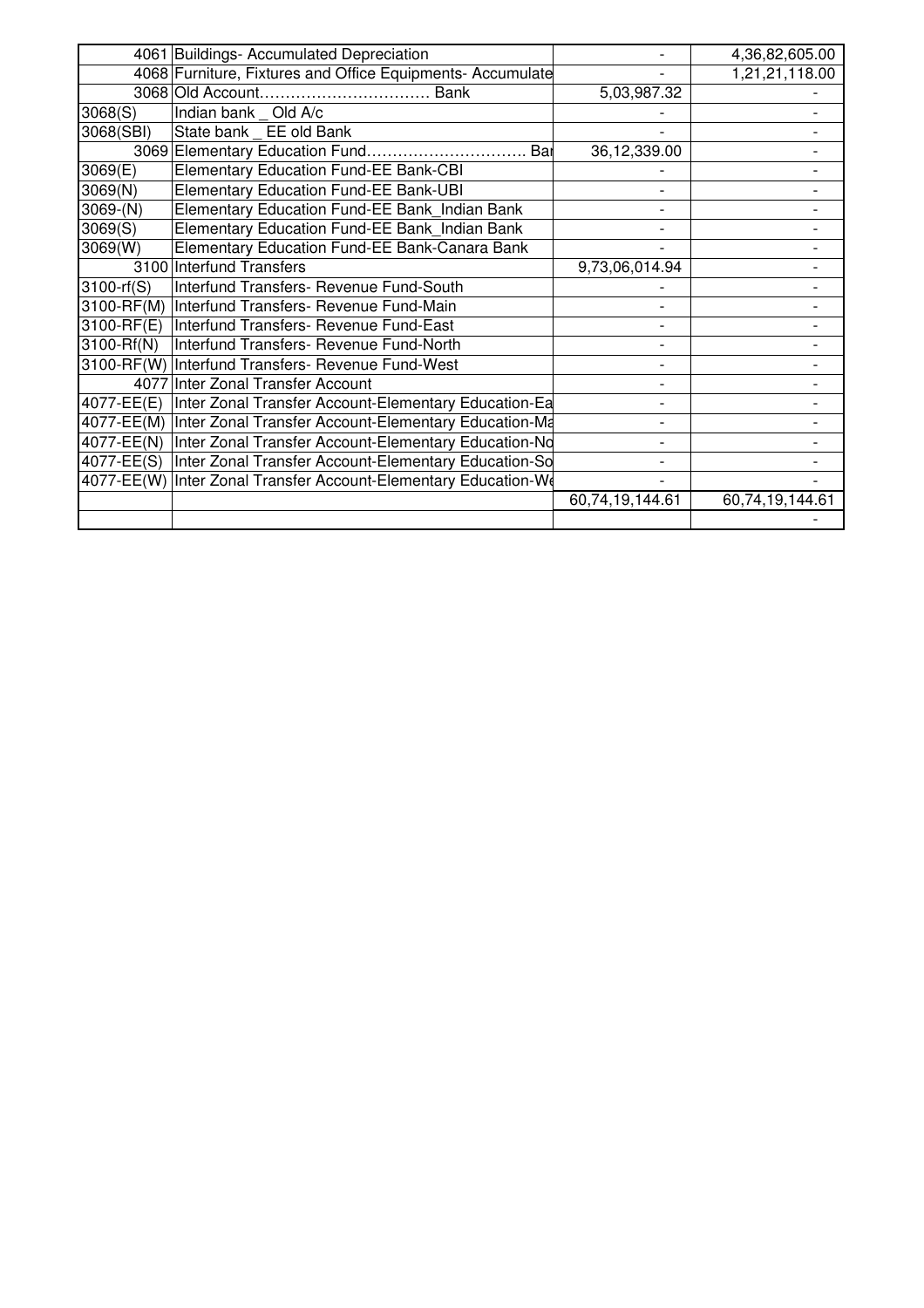| | | | |
|---|---|---|---|
| 4061 | Buildings- Accumulated Depreciation | - | 4,36,82,605.00 |
| 4068 | Furniture, Fixtures and Office Equipments- Accumulate | - | 1,21,21,118.00 |
| 3068 | Old Account…………………………… Bank | 5,03,987.32 | - |
| 3068(S) | Indian bank _ Old A/c | - | - |
| 3068(SBI) | State bank _ EE old Bank | - | - |
| 3069 | Elementary Education Fund…………………………. Bai | 36,12,339.00 | - |
| 3069(E) | Elementary Education Fund-EE Bank-CBI | - | - |
| 3069(N) | Elementary Education Fund-EE Bank-UBI | - | - |
| 3069-(N) | Elementary Education Fund-EE Bank_Indian Bank | - | - |
| 3069(S) | Elementary Education Fund-EE Bank_Indian Bank | - | - |
| 3069(W) | Elementary Education Fund-EE Bank-Canara Bank | - | - |
| 3100 | Interfund Transfers | 9,73,06,014.94 | - |
| 3100-rf(S) | Interfund Transfers- Revenue Fund-South | - | - |
| 3100-RF(M) | Interfund Transfers- Revenue Fund-Main | - | - |
| 3100-RF(E) | Interfund Transfers- Revenue Fund-East | - | - |
| 3100-Rf(N) | Interfund Transfers- Revenue Fund-North | - | - |
| 3100-RF(W) | Interfund Transfers- Revenue Fund-West | - | - |
| 4077 | Inter Zonal Transfer Account | - | - |
| 4077-EE(E) | Inter Zonal Transfer Account-Elementary Education-Ea | - | - |
| 4077-EE(M) | Inter Zonal Transfer Account-Elementary Education-Ma | - | - |
| 4077-EE(N) | Inter Zonal Transfer Account-Elementary Education-No | - | - |
| 4077-EE(S) | Inter Zonal Transfer Account-Elementary Education-So | - | - |
| 4077-EE(W) | Inter Zonal Transfer Account-Elementary Education-We | - | - |
| | | 60,74,19,144.61 | 60,74,19,144.61 |
| | | | - |